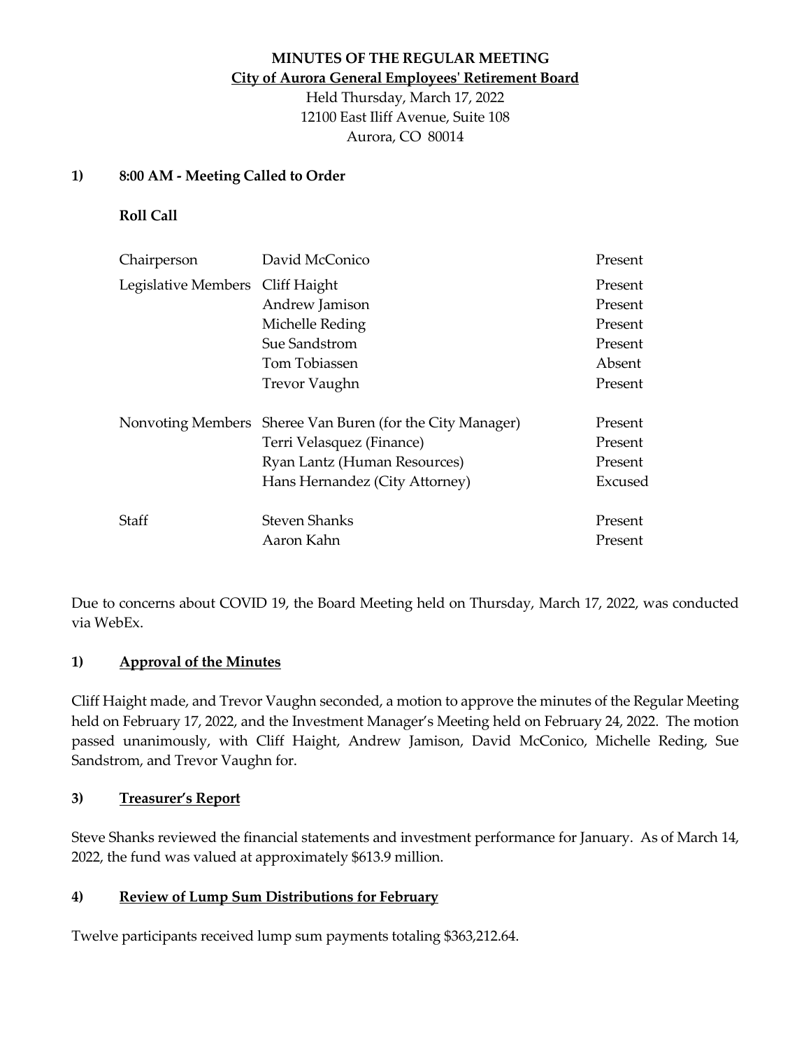# MINUTES OF THE REGULAR MEETING

## City of Aurora General Employees' Retirement Board

Held Thursday, March 17, 2022
12100 East Iliff Avenue, Suite 108
Aurora, CO 80014

## 1) 8:00 AM - Meeting Called to Order

**Roll Call**

| | | |
|---|---|---|
| Chairperson | David McConico | Present |
| Legislative Members | Cliff Haight | Present |
| | Andrew Jamison | Present |
| | Michelle Reding | Present |
| | Sue Sandstrom | Present |
| | Tom Tobiassen | Absent |
| | Trevor Vaughn | Present |
| Nonvoting Members | Sheree Van Buren (for the City Manager) | Present |
| | Terri Velasquez (Finance) | Present |
| | Ryan Lantz (Human Resources) | Present |
| | Hans Hernandez (City Attorney) | Excused |
| Staff | Steven Shanks | Present |
| | Aaron Kahn | Present |

Due to concerns about COVID 19, the Board Meeting held on Thursday, March 17, 2022, was conducted via WebEx.

## 1) Approval of the Minutes

Cliff Haight made, and Trevor Vaughn seconded, a motion to approve the minutes of the Regular Meeting held on February 17, 2022, and the Investment Manager's Meeting held on February 24, 2022. The motion passed unanimously, with Cliff Haight, Andrew Jamison, David McConico, Michelle Reding, Sue Sandstrom, and Trevor Vaughn for.

## 3) Treasurer's Report

Steve Shanks reviewed the financial statements and investment performance for January. As of March 14, 2022, the fund was valued at approximately $613.9 million.

## 4) Review of Lump Sum Distributions for February

Twelve participants received lump sum payments totaling $363,212.64.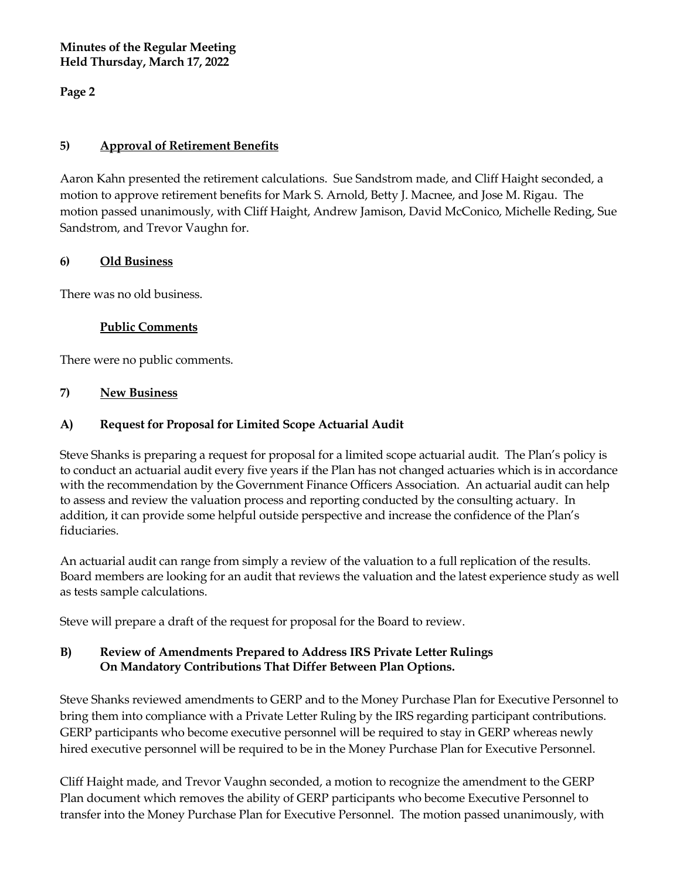## 5) Approval of Retirement Benefits

Aaron Kahn presented the retirement calculations. Sue Sandstrom made, and Cliff Haight seconded, a motion to approve retirement benefits for Mark S. Arnold, Betty J. Macnee, and Jose M. Rigau. The motion passed unanimously, with Cliff Haight, Andrew Jamison, David McConico, Michelle Reding, Sue Sandstrom, and Trevor Vaughn for.

## 6) Old Business

There was no old business.

## Public Comments

There were no public comments.

## 7) New Business

### A) Request for Proposal for Limited Scope Actuarial Audit

Steve Shanks is preparing a request for proposal for a limited scope actuarial audit. The Plan's policy is to conduct an actuarial audit every five years if the Plan has not changed actuaries which is in accordance with the recommendation by the Government Finance Officers Association. An actuarial audit can help to assess and review the valuation process and reporting conducted by the consulting actuary. In addition, it can provide some helpful outside perspective and increase the confidence of the Plan's fiduciaries.

An actuarial audit can range from simply a review of the valuation to a full replication of the results. Board members are looking for an audit that reviews the valuation and the latest experience study as well as tests sample calculations.

Steve will prepare a draft of the request for proposal for the Board to review.

### B) Review of Amendments Prepared to Address IRS Private Letter Rulings On Mandatory Contributions That Differ Between Plan Options.

Steve Shanks reviewed amendments to GERP and to the Money Purchase Plan for Executive Personnel to bring them into compliance with a Private Letter Ruling by the IRS regarding participant contributions. GERP participants who become executive personnel will be required to stay in GERP whereas newly hired executive personnel will be required to be in the Money Purchase Plan for Executive Personnel.

Cliff Haight made, and Trevor Vaughn seconded, a motion to recognize the amendment to the GERP Plan document which removes the ability of GERP participants who become Executive Personnel to transfer into the Money Purchase Plan for Executive Personnel. The motion passed unanimously, with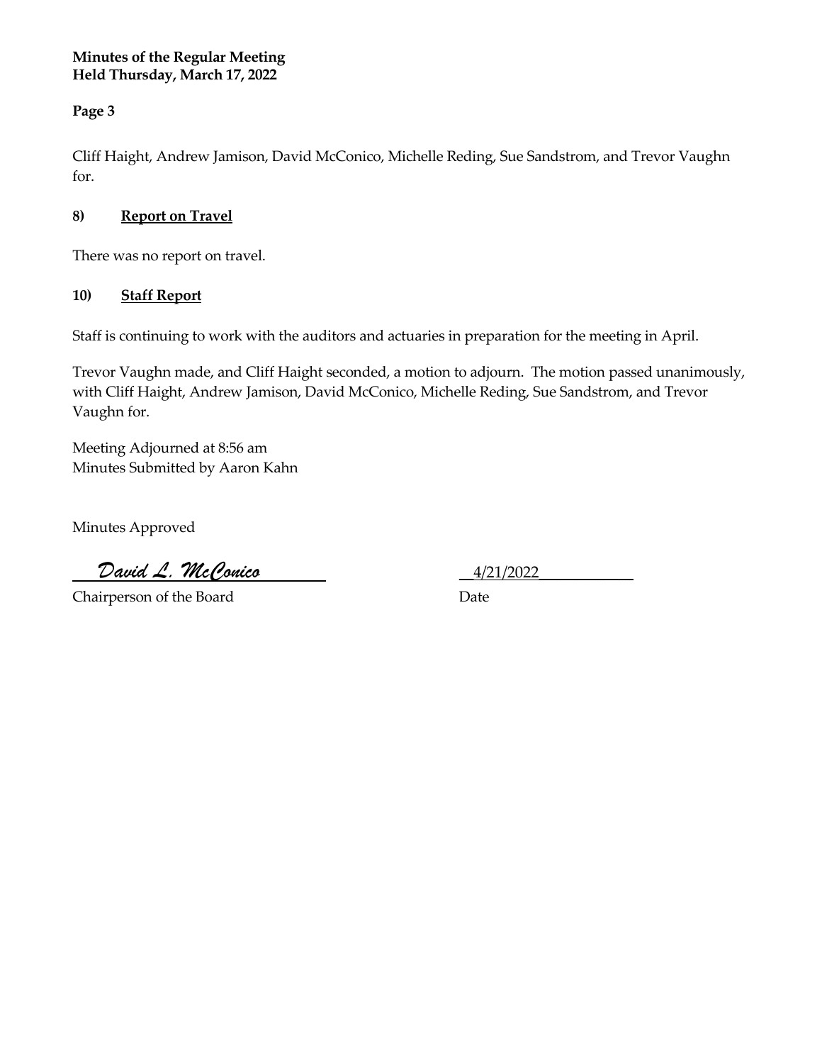**Minutes of the Regular Meeting**
**Held Thursday, March 17, 2022**

**Page 3**

Cliff Haight, Andrew Jamison, David McConico, Michelle Reding, Sue Sandstrom, and Trevor Vaughn for.

### 8) Report on Travel

There was no report on travel.

### 10) Staff Report

Staff is continuing to work with the auditors and actuaries in preparation for the meeting in April.

Trevor Vaughn made, and Cliff Haight seconded, a motion to adjourn. The motion passed unanimously, with Cliff Haight, Andrew Jamison, David McConico, Michelle Reding, Sue Sandstrom, and Trevor Vaughn for.

Meeting Adjourned at 8:56 am
Minutes Submitted by Aaron Kahn

Minutes Approved

*David L. McConico* — 4/21/2022

Chairperson of the Board — Date